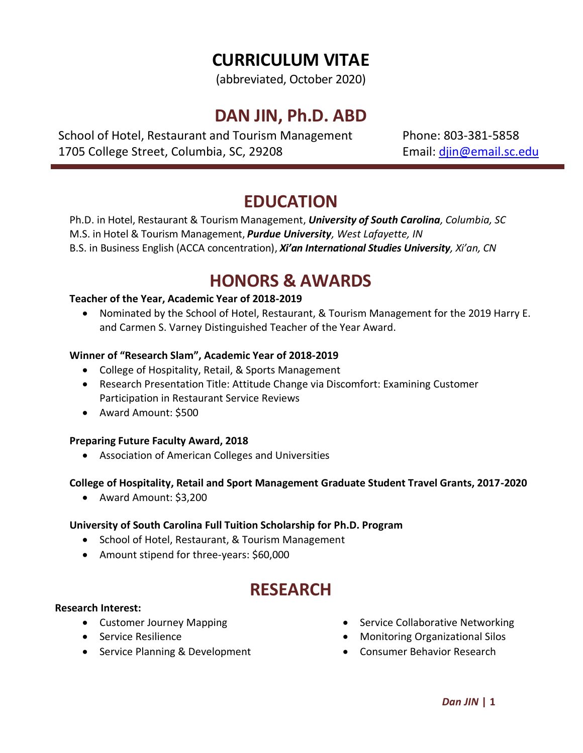# CURRICULUM VITAE

(abbreviated, October 2020)

# DAN JIN, Ph.D. ABD

School of Hotel, Restaurant and Tourism Management
1705 College Street, Columbia, SC, 29208

Phone: 803-381-5858
Email: djin@email.sc.edu

## EDUCATION

Ph.D. in Hotel, Restaurant & Tourism Management, ***University of South Carolina****, Columbia, SC*
M.S. in Hotel & Tourism Management, ***Purdue University****, West Lafayette, IN*
B.S. in Business English (ACCA concentration), ***Xi'an International Studies University****, Xi'an, CN*

## HONORS & AWARDS

**Teacher of the Year, Academic Year of 2018-2019**

- Nominated by the School of Hotel, Restaurant, & Tourism Management for the 2019 Harry E. and Carmen S. Varney Distinguished Teacher of the Year Award.

**Winner of "Research Slam", Academic Year of 2018-2019**

- College of Hospitality, Retail, & Sports Management
- Research Presentation Title: Attitude Change via Discomfort: Examining Customer Participation in Restaurant Service Reviews
- Award Amount: $500

**Preparing Future Faculty Award, 2018**

- Association of American Colleges and Universities

**College of Hospitality, Retail and Sport Management Graduate Student Travel Grants, 2017-2020**

- Award Amount: $3,200

**University of South Carolina Full Tuition Scholarship for Ph.D. Program**

- School of Hotel, Restaurant, & Tourism Management
- Amount stipend for three-years: $60,000

## RESEARCH

**Research Interest:**

- Customer Journey Mapping
- Service Resilience
- Service Planning & Development
- Service Collaborative Networking
- Monitoring Organizational Silos
- Consumer Behavior Research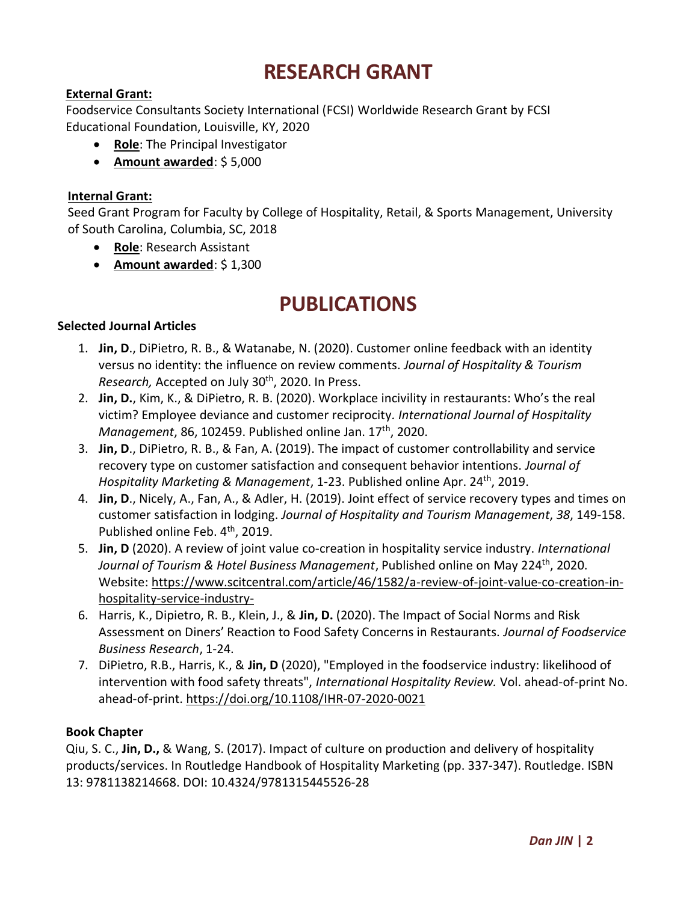# RESEARCH GRANT

**External Grant:**

Foodservice Consultants Society International (FCSI) Worldwide Research Grant by FCSI Educational Foundation, Louisville, KY, 2020

- **Role**: The Principal Investigator
- **Amount awarded**: $ 5,000

**Internal Grant:**

Seed Grant Program for Faculty by College of Hospitality, Retail, & Sports Management, University of South Carolina, Columbia, SC, 2018

- **Role**: Research Assistant
- **Amount awarded**: $ 1,300

# PUBLICATIONS

**Selected Journal Articles**

1. **Jin, D**., DiPietro, R. B., & Watanabe, N. (2020). Customer online feedback with an identity versus no identity: the influence on review comments. *Journal of Hospitality & Tourism Research,* Accepted on July 30th, 2020. In Press.
2. **Jin, D.**, Kim, K., & DiPietro, R. B. (2020). Workplace incivility in restaurants: Who's the real victim? Employee deviance and customer reciprocity. *International Journal of Hospitality Management*, 86, 102459. Published online Jan. 17th, 2020.
3. **Jin, D**., DiPietro, R. B., & Fan, A. (2019). The impact of customer controllability and service recovery type on customer satisfaction and consequent behavior intentions. *Journal of Hospitality Marketing & Management*, 1-23. Published online Apr. 24th, 2019.
4. **Jin, D**., Nicely, A., Fan, A., & Adler, H. (2019). Joint effect of service recovery types and times on customer satisfaction in lodging. *Journal of Hospitality and Tourism Management*, *38*, 149-158. Published online Feb. 4th, 2019.
5. **Jin, D** (2020). A review of joint value co-creation in hospitality service industry. *International Journal of Tourism & Hotel Business Management*, Published online on May 224th, 2020. Website: https://www.scitcentral.com/article/46/1582/a-review-of-joint-value-co-creation-in-hospitality-service-industry-
6. Harris, K., Dipietro, R. B., Klein, J., & **Jin, D.** (2020). The Impact of Social Norms and Risk Assessment on Diners' Reaction to Food Safety Concerns in Restaurants. *Journal of Foodservice Business Research*, 1-24.
7. DiPietro, R.B., Harris, K., & **Jin, D** (2020), "Employed in the foodservice industry: likelihood of intervention with food safety threats", *International Hospitality Review.* Vol. ahead-of-print No. ahead-of-print. https://doi.org/10.1108/IHR-07-2020-0021

**Book Chapter**

Qiu, S. C., **Jin, D.,** & Wang, S. (2017). Impact of culture on production and delivery of hospitality products/services. In Routledge Handbook of Hospitality Marketing (pp. 337-347). Routledge. ISBN 13: 9781138214668. DOI: 10.4324/9781315445526-28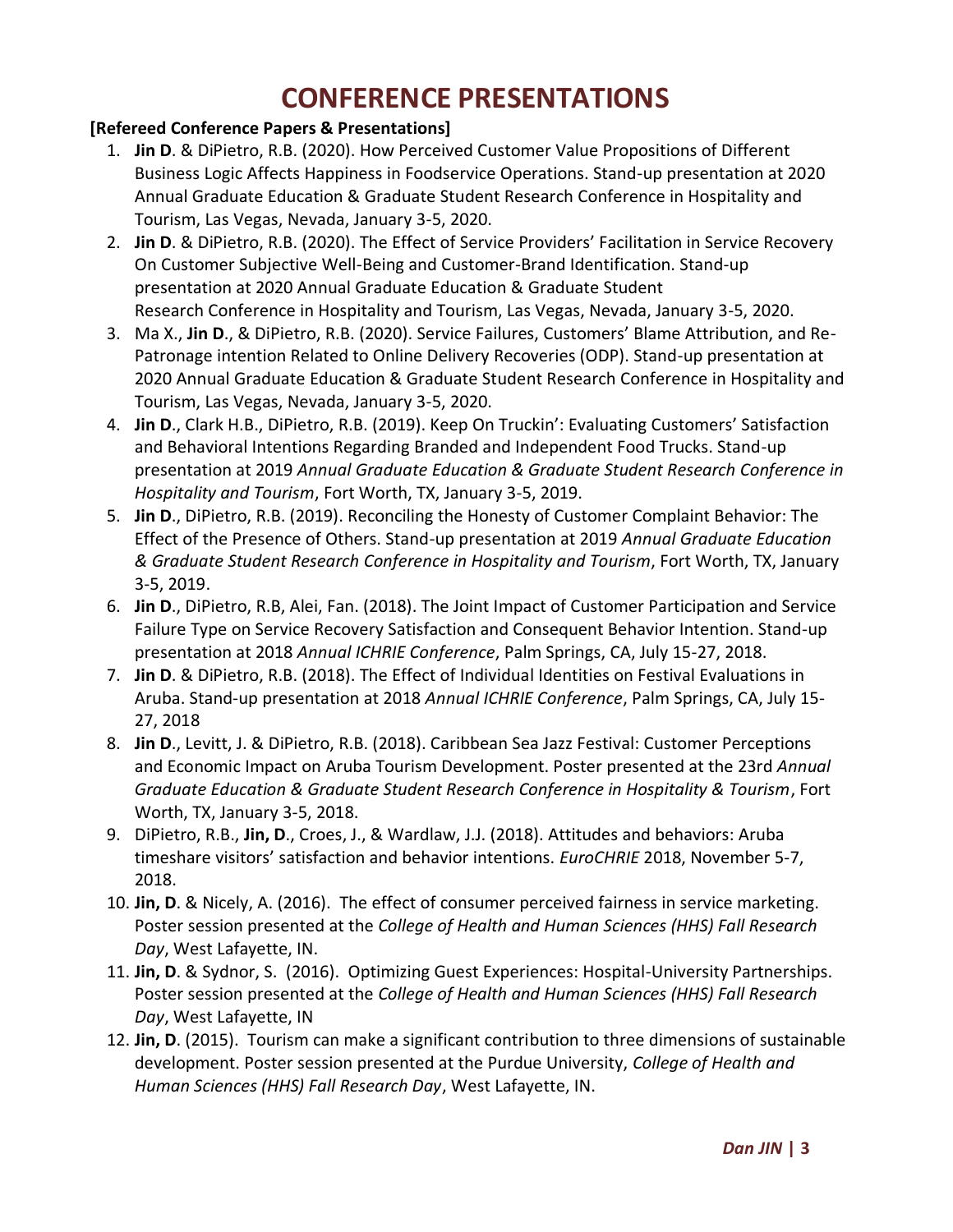# CONFERENCE PRESENTATIONS

**[Refereed Conference Papers & Presentations]**

1. **Jin D**. & DiPietro, R.B. (2020). How Perceived Customer Value Propositions of Different Business Logic Affects Happiness in Foodservice Operations. Stand-up presentation at 2020 Annual Graduate Education & Graduate Student Research Conference in Hospitality and Tourism, Las Vegas, Nevada, January 3-5, 2020.
2. **Jin D**. & DiPietro, R.B. (2020). The Effect of Service Providers' Facilitation in Service Recovery On Customer Subjective Well-Being and Customer-Brand Identification. Stand-up presentation at 2020 Annual Graduate Education & Graduate Student Research Conference in Hospitality and Tourism, Las Vegas, Nevada, January 3-5, 2020.
3. Ma X., **Jin D**., & DiPietro, R.B. (2020). Service Failures, Customers' Blame Attribution, and Re-Patronage intention Related to Online Delivery Recoveries (ODP). Stand-up presentation at 2020 Annual Graduate Education & Graduate Student Research Conference in Hospitality and Tourism, Las Vegas, Nevada, January 3-5, 2020.
4. **Jin D**., Clark H.B., DiPietro, R.B. (2019). Keep On Truckin': Evaluating Customers' Satisfaction and Behavioral Intentions Regarding Branded and Independent Food Trucks. Stand-up presentation at 2019 *Annual Graduate Education & Graduate Student Research Conference in Hospitality and Tourism*, Fort Worth, TX, January 3-5, 2019.
5. **Jin D**., DiPietro, R.B. (2019). Reconciling the Honesty of Customer Complaint Behavior: The Effect of the Presence of Others. Stand-up presentation at 2019 *Annual Graduate Education & Graduate Student Research Conference in Hospitality and Tourism*, Fort Worth, TX, January 3-5, 2019.
6. **Jin D**., DiPietro, R.B, Alei, Fan. (2018). The Joint Impact of Customer Participation and Service Failure Type on Service Recovery Satisfaction and Consequent Behavior Intention. Stand-up presentation at 2018 *Annual ICHRIE Conference*, Palm Springs, CA, July 15-27, 2018.
7. **Jin D**. & DiPietro, R.B. (2018). The Effect of Individual Identities on Festival Evaluations in Aruba. Stand-up presentation at 2018 *Annual ICHRIE Conference*, Palm Springs, CA, July 15-27, 2018
8. **Jin D**., Levitt, J. & DiPietro, R.B. (2018). Caribbean Sea Jazz Festival: Customer Perceptions and Economic Impact on Aruba Tourism Development. Poster presented at the 23rd *Annual Graduate Education & Graduate Student Research Conference in Hospitality & Tourism*, Fort Worth, TX, January 3-5, 2018.
9. DiPietro, R.B., **Jin, D**., Croes, J., & Wardlaw, J.J. (2018). Attitudes and behaviors: Aruba timeshare visitors' satisfaction and behavior intentions. *EuroCHRIE* 2018, November 5-7, 2018.
10. **Jin, D**. & Nicely, A. (2016). The effect of consumer perceived fairness in service marketing. Poster session presented at the *College of Health and Human Sciences (HHS) Fall Research Day*, West Lafayette, IN.
11. **Jin, D**. & Sydnor, S. (2016). Optimizing Guest Experiences: Hospital-University Partnerships. Poster session presented at the *College of Health and Human Sciences (HHS) Fall Research Day*, West Lafayette, IN
12. **Jin, D**. (2015). Tourism can make a significant contribution to three dimensions of sustainable development. Poster session presented at the Purdue University, *College of Health and Human Sciences (HHS) Fall Research Day*, West Lafayette, IN.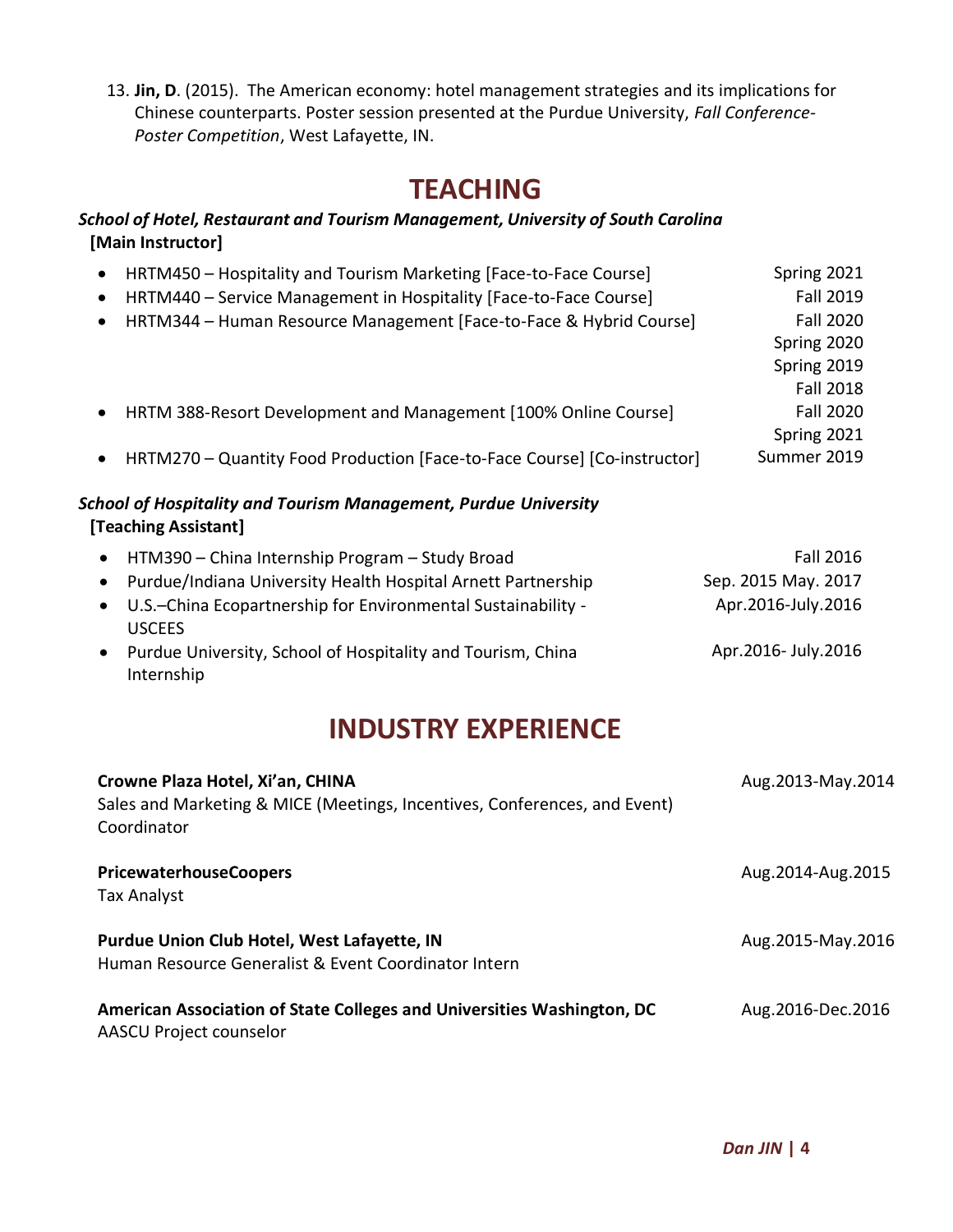13. **Jin, D**. (2015). The American economy: hotel management strategies and its implications for Chinese counterparts. Poster session presented at the Purdue University, *Fall Conference-Poster Competition*, West Lafayette, IN.

# TEACHING

***School of Hotel, Restaurant and Tourism Management, University of South Carolina***
**[Main Instructor]**

- HRTM450 – Hospitality and Tourism Marketing [Face-to-Face Course] — Spring 2021
- HRTM440 – Service Management in Hospitality [Face-to-Face Course] — Fall 2019
- HRTM344 – Human Resource Management [Face-to-Face & Hybrid Course] — Fall 2020, Spring 2020, Spring 2019, Fall 2018
- HRTM 388-Resort Development and Management [100% Online Course] — Fall 2020, Spring 2021
- HRTM270 – Quantity Food Production [Face-to-Face Course] [Co-instructor] — Summer 2019

***School of Hospitality and Tourism Management, Purdue University***
**[Teaching Assistant]**

- HTM390 – China Internship Program – Study Broad — Fall 2016
- Purdue/Indiana University Health Hospital Arnett Partnership — Sep. 2015 May. 2017
- U.S.–China Ecopartnership for Environmental Sustainability - USCEES — Apr.2016-July.2016
- Purdue University, School of Hospitality and Tourism, China Internship — Apr.2016- July.2016

# INDUSTRY EXPERIENCE

**Crowne Plaza Hotel, Xi'an, CHINA** — Aug.2013-May.2014
Sales and Marketing & MICE (Meetings, Incentives, Conferences, and Event) Coordinator

**PricewaterhouseCoopers** — Aug.2014-Aug.2015
Tax Analyst

**Purdue Union Club Hotel, West Lafayette, IN** — Aug.2015-May.2016
Human Resource Generalist & Event Coordinator Intern

**American Association of State Colleges and Universities Washington, DC** — Aug.2016-Dec.2016
AASCU Project counselor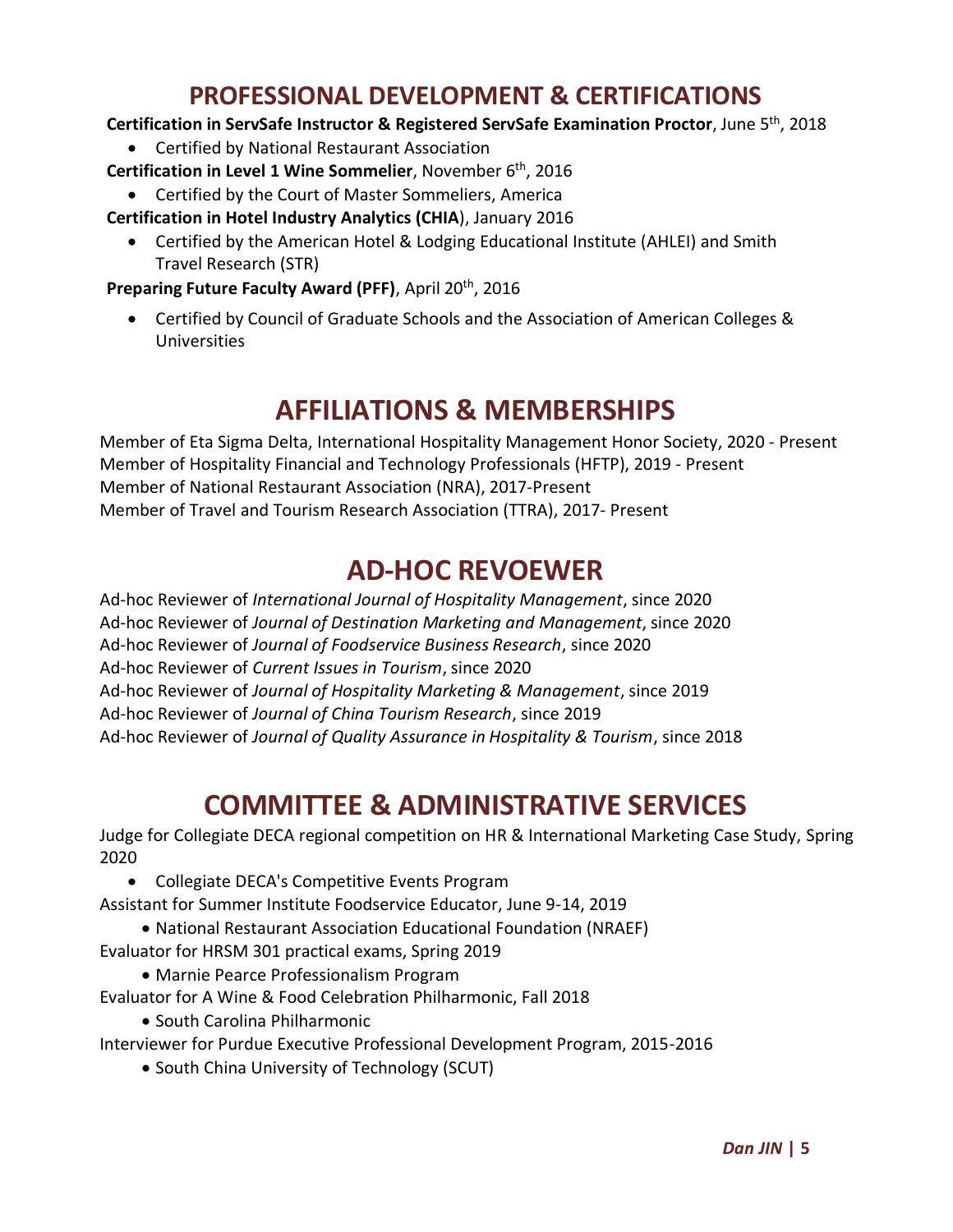## PROFESSIONAL DEVELOPMENT & CERTIFICATIONS

**Certification in ServSafe Instructor & Registered ServSafe Examination Proctor**, June 5th, 2018

- Certified by National Restaurant Association

**Certification in Level 1 Wine Sommelier**, November 6th, 2016

- Certified by the Court of Master Sommeliers, America

**Certification in Hotel Industry Analytics (CHIA**), January 2016

- Certified by the American Hotel & Lodging Educational Institute (AHLEI) and Smith Travel Research (STR)

**Preparing Future Faculty Award (PFF)**, April 20th, 2016

- Certified by Council of Graduate Schools and the Association of American Colleges & Universities

## AFFILIATIONS & MEMBERSHIPS

Member of Eta Sigma Delta, International Hospitality Management Honor Society, 2020 - Present
Member of Hospitality Financial and Technology Professionals (HFTP), 2019 - Present
Member of National Restaurant Association (NRA), 2017-Present
Member of Travel and Tourism Research Association (TTRA), 2017- Present

## AD-HOC REVOEWER

Ad-hoc Reviewer of *International Journal of Hospitality Management*, since 2020
Ad-hoc Reviewer of *Journal of Destination Marketing and Management*, since 2020
Ad-hoc Reviewer of *Journal of Foodservice Business Research*, since 2020
Ad-hoc Reviewer of *Current Issues in Tourism*, since 2020
Ad-hoc Reviewer of *Journal of Hospitality Marketing & Management*, since 2019
Ad-hoc Reviewer of *Journal of China Tourism Research*, since 2019
Ad-hoc Reviewer of *Journal of Quality Assurance in Hospitality & Tourism*, since 2018

## COMMITTEE & ADMINISTRATIVE SERVICES

Judge for Collegiate DECA regional competition on HR & International Marketing Case Study, Spring 2020

- Collegiate DECA's Competitive Events Program

Assistant for Summer Institute Foodservice Educator, June 9-14, 2019

- National Restaurant Association Educational Foundation (NRAEF)

Evaluator for HRSM 301 practical exams, Spring 2019

- Marnie Pearce Professionalism Program

Evaluator for A Wine & Food Celebration Philharmonic, Fall 2018

- South Carolina Philharmonic

Interviewer for Purdue Executive Professional Development Program, 2015-2016

- South China University of Technology (SCUT)